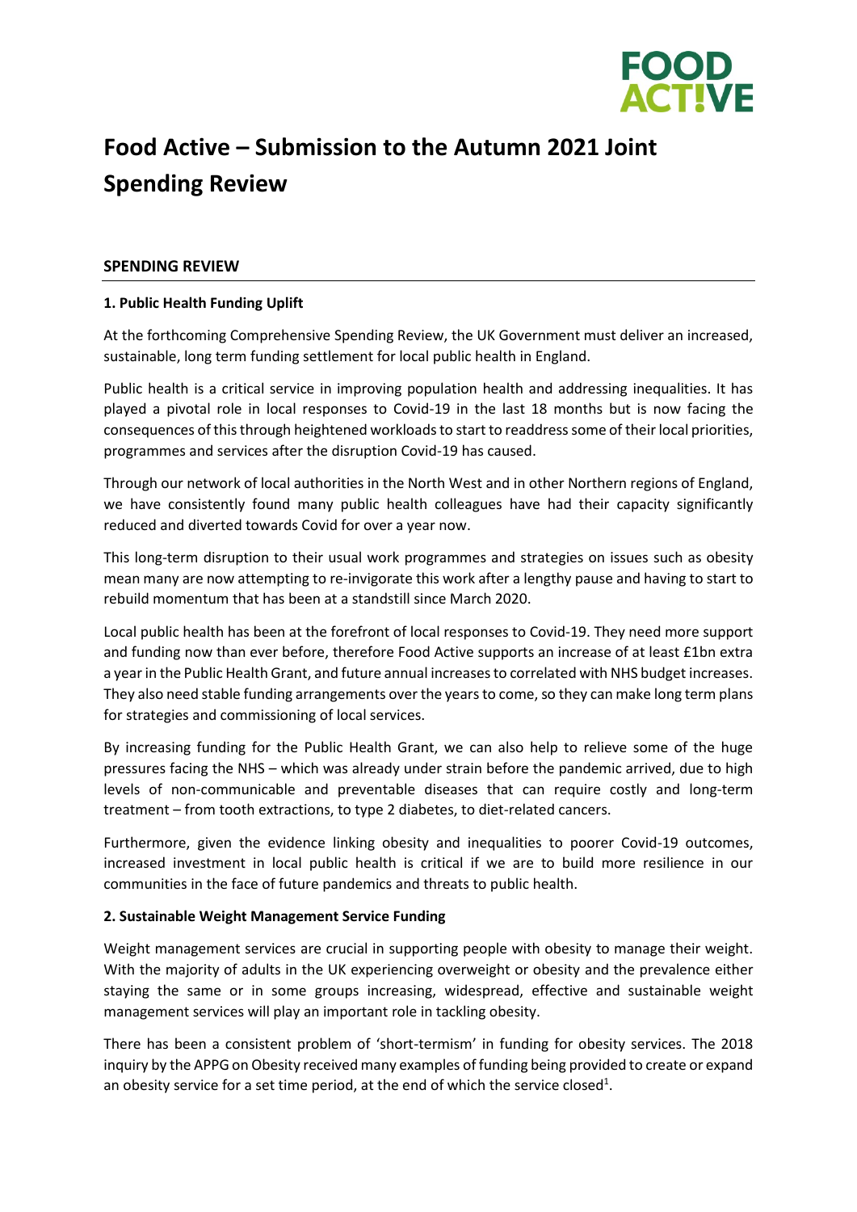# Food Active – Submission to the Autumn 2021 Joint Spending Review

## SPENDING REVIEW

### 1. Public Health Funding Uplift

At the forthcoming Comprehensive Spending Review, the UK Government must deliver an increased, sustainable, long term funding settlement for local public health in England.

Public health is a critical service in improving population health and addressing inequalities. It has played a pivotal role in local responses to Covid-19 in the last 18 months but is now facing the consequences of this through heightened workloads to start to readdress some of their local priorities, programmes and services after the disruption Covid-19 has caused.

Through our network of local authorities in the North West and in other Northern regions of England, we have consistently found many public health colleagues have had their capacity significantly reduced and diverted towards Covid for over a year now.

This long-term disruption to their usual work programmes and strategies on issues such as obesity mean many are now attempting to re-invigorate this work after a lengthy pause and having to start to rebuild momentum that has been at a standstill since March 2020.

Local public health has been at the forefront of local responses to Covid-19. They need more support and funding now than ever before, therefore Food Active supports an increase of at least £1bn extra a year in the Public Health Grant, and future annual increases to correlated with NHS budget increases. They also need stable funding arrangements over the years to come, so they can make long term plans for strategies and commissioning of local services.

By increasing funding for the Public Health Grant, we can also help to relieve some of the huge pressures facing the NHS – which was already under strain before the pandemic arrived, due to high levels of non-communicable and preventable diseases that can require costly and long-term treatment – from tooth extractions, to type 2 diabetes, to diet-related cancers.

Furthermore, given the evidence linking obesity and inequalities to poorer Covid-19 outcomes, increased investment in local public health is critical if we are to build more resilience in our communities in the face of future pandemics and threats to public health.

### 2. Sustainable Weight Management Service Funding

Weight management services are crucial in supporting people with obesity to manage their weight. With the majority of adults in the UK experiencing overweight or obesity and the prevalence either staying the same or in some groups increasing, widespread, effective and sustainable weight management services will play an important role in tackling obesity.

There has been a consistent problem of 'short-termism' in funding for obesity services. The 2018 inquiry by the APPG on Obesity received many examples of funding being provided to create or expand an obesity service for a set time period, at the end of which the service closed[1].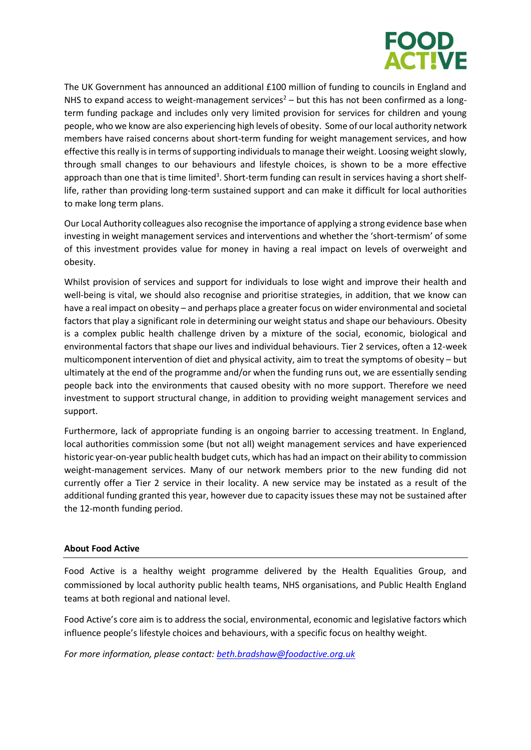The UK Government has announced an additional £100 million of funding to councils in England and NHS to expand access to weight-management services[2] – but this has not been confirmed as a long-term funding package and includes only very limited provision for services for children and young people, who we know are also experiencing high levels of obesity. Some of our local authority network members have raised concerns about short-term funding for weight management services, and how effective this really is in terms of supporting individuals to manage their weight. Loosing weight slowly, through small changes to our behaviours and lifestyle choices, is shown to be a more effective approach than one that is time limited[3]. Short-term funding can result in services having a short shelf-life, rather than providing long-term sustained support and can make it difficult for local authorities to make long term plans.

Our Local Authority colleagues also recognise the importance of applying a strong evidence base when investing in weight management services and interventions and whether the 'short-termism' of some of this investment provides value for money in having a real impact on levels of overweight and obesity.

Whilst provision of services and support for individuals to lose wight and improve their health and well-being is vital, we should also recognise and prioritise strategies, in addition, that we know can have a real impact on obesity – and perhaps place a greater focus on wider environmental and societal factors that play a significant role in determining our weight status and shape our behaviours. Obesity is a complex public health challenge driven by a mixture of the social, economic, biological and environmental factors that shape our lives and individual behaviours. Tier 2 services, often a 12-week multicomponent intervention of diet and physical activity, aim to treat the symptoms of obesity – but ultimately at the end of the programme and/or when the funding runs out, we are essentially sending people back into the environments that caused obesity with no more support. Therefore we need investment to support structural change, in addition to providing weight management services and support.

Furthermore, lack of appropriate funding is an ongoing barrier to accessing treatment. In England, local authorities commission some (but not all) weight management services and have experienced historic year-on-year public health budget cuts, which has had an impact on their ability to commission weight-management services. Many of our network members prior to the new funding did not currently offer a Tier 2 service in their locality. A new service may be instated as a result of the additional funding granted this year, however due to capacity issues these may not be sustained after the 12-month funding period.

**About Food Active**

Food Active is a healthy weight programme delivered by the Health Equalities Group, and commissioned by local authority public health teams, NHS organisations, and Public Health England teams at both regional and national level.

Food Active's core aim is to address the social, environmental, economic and legislative factors which influence people's lifestyle choices and behaviours, with a specific focus on healthy weight.

*For more information, please contact: beth.bradshaw@foodactive.org.uk*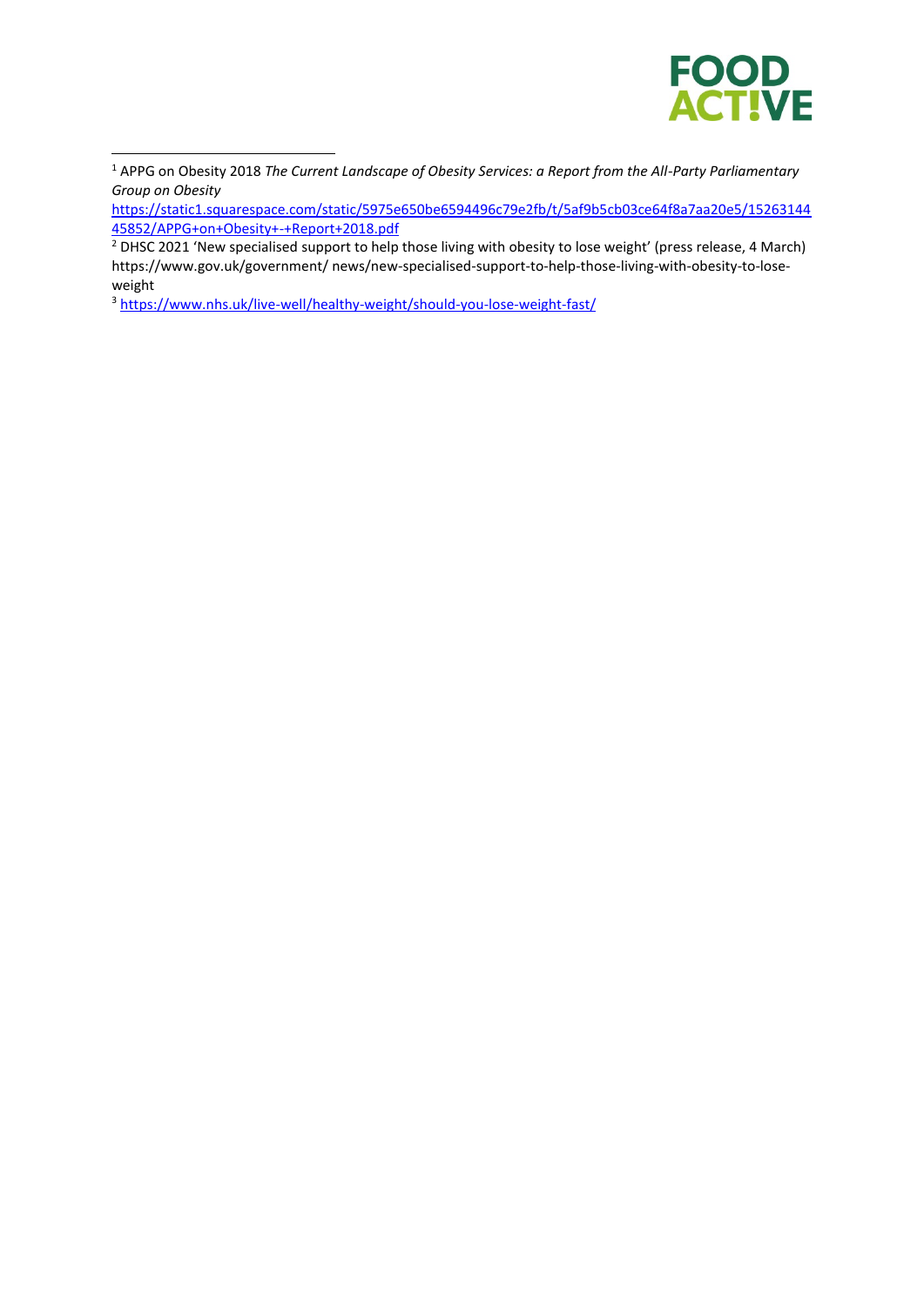[1] APPG on Obesity 2018 *The Current Landscape of Obesity Services: a Report from the All-Party Parliamentary Group on Obesity* https://static1.squarespace.com/static/5975e650be6594496c79e2fb/t/5af9b5cb03ce64f8a7aa20e5/1526314445852/APPG+on+Obesity+-+Report+2018.pdf

[2] DHSC 2021 'New specialised support to help those living with obesity to lose weight' (press release, 4 March) https://www.gov.uk/government/ news/new-specialised-support-to-help-those-living-with-obesity-to-lose-weight

[3] https://www.nhs.uk/live-well/healthy-weight/should-you-lose-weight-fast/